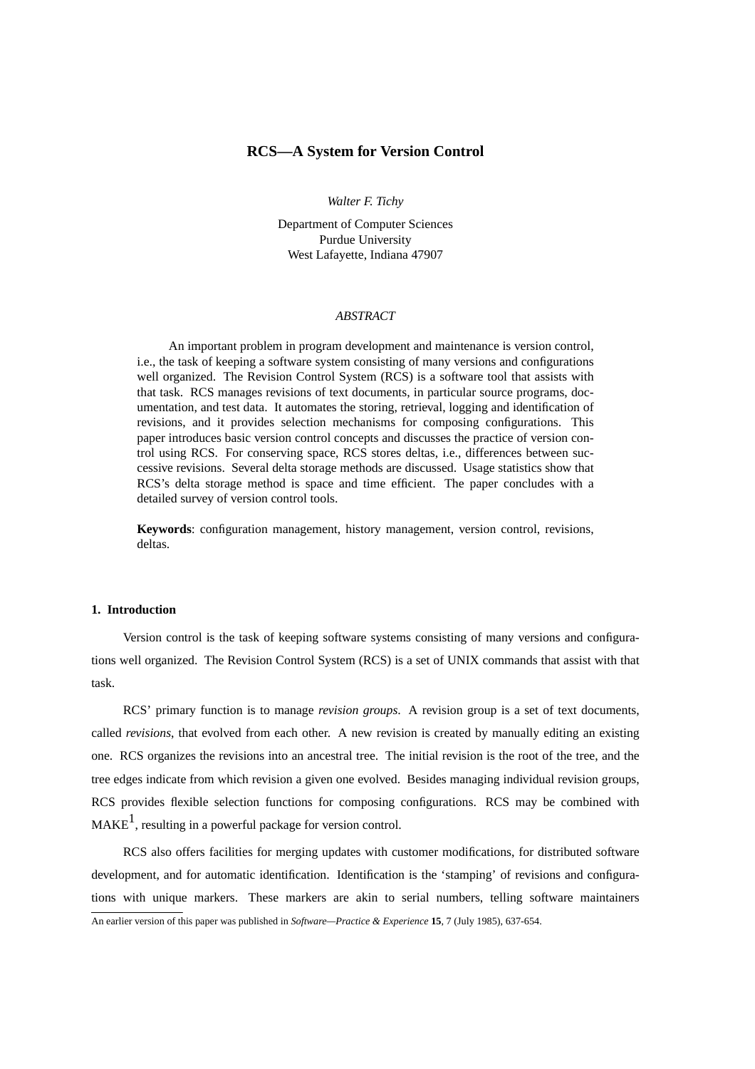# RCS—A System for Version Control

*Walter F. Tichy*

Department of Computer Sciences
Purdue University
West Lafayette, Indiana 47907

*ABSTRACT*

An important problem in program development and maintenance is version control, i.e., the task of keeping a software system consisting of many versions and configurations well organized. The Revision Control System (RCS) is a software tool that assists with that task. RCS manages revisions of text documents, in particular source programs, documentation, and test data. It automates the storing, retrieval, logging and identification of revisions, and it provides selection mechanisms for composing configurations. This paper introduces basic version control concepts and discusses the practice of version control using RCS. For conserving space, RCS stores deltas, i.e., differences between successive revisions. Several delta storage methods are discussed. Usage statistics show that RCS's delta storage method is space and time efficient. The paper concludes with a detailed survey of version control tools.

**Keywords**: configuration management, history management, version control, revisions, deltas.

## 1. Introduction

Version control is the task of keeping software systems consisting of many versions and configurations well organized. The Revision Control System (RCS) is a set of UNIX commands that assist with that task.

RCS' primary function is to manage *revision groups*. A revision group is a set of text documents, called *revisions*, that evolved from each other. A new revision is created by manually editing an existing one. RCS organizes the revisions into an ancestral tree. The initial revision is the root of the tree, and the tree edges indicate from which revision a given one evolved. Besides managing individual revision groups, RCS provides flexible selection functions for composing configurations. RCS may be combined with MAKE[1], resulting in a powerful package for version control.

RCS also offers facilities for merging updates with customer modifications, for distributed software development, and for automatic identification. Identification is the 'stamping' of revisions and configurations with unique markers. These markers are akin to serial numbers, telling software maintainers

An earlier version of this paper was published in *Software—Practice & Experience* **15**, 7 (July 1985), 637-654.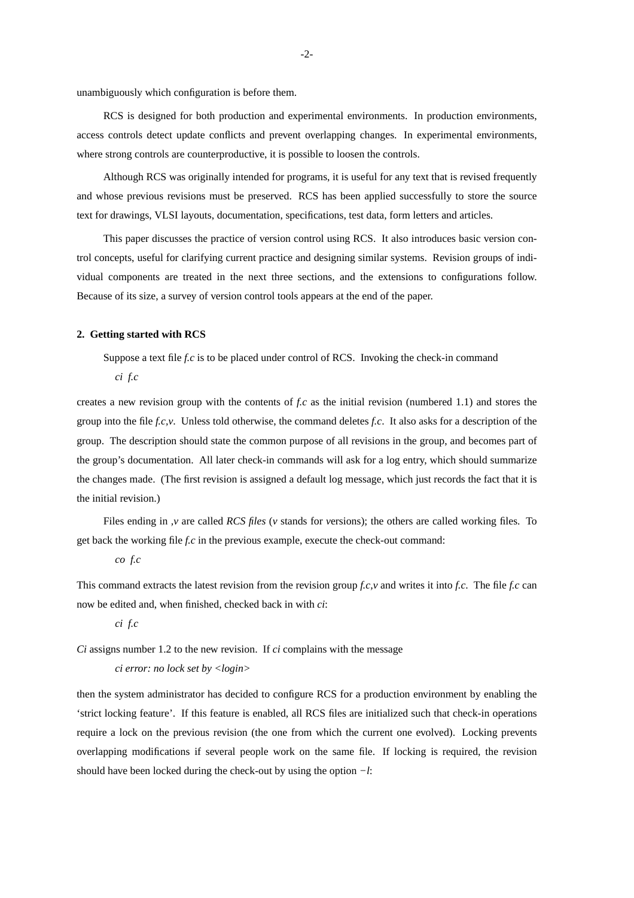unambiguously which configuration is before them.

RCS is designed for both production and experimental environments. In production environments, access controls detect update conflicts and prevent overlapping changes. In experimental environments, where strong controls are counterproductive, it is possible to loosen the controls.

Although RCS was originally intended for programs, it is useful for any text that is revised frequently and whose previous revisions must be preserved. RCS has been applied successfully to store the source text for drawings, VLSI layouts, documentation, specifications, test data, form letters and articles.

This paper discusses the practice of version control using RCS. It also introduces basic version control concepts, useful for clarifying current practice and designing similar systems. Revision groups of individual components are treated in the next three sections, and the extensions to configurations follow. Because of its size, a survey of version control tools appears at the end of the paper.

## 2. Getting started with RCS

Suppose a text file *f.c* is to be placed under control of RCS. Invoking the check-in command

*ci f.c*

creates a new revision group with the contents of *f.c* as the initial revision (numbered 1.1) and stores the group into the file *f.c,v*. Unless told otherwise, the command deletes *f.c*. It also asks for a description of the group. The description should state the common purpose of all revisions in the group, and becomes part of the group's documentation. All later check-in commands will ask for a log entry, which should summarize the changes made. (The first revision is assigned a default log message, which just records the fact that it is the initial revision.)

Files ending in *,v* are called *RCS files* (*v* stands for *v*ersions); the others are called working files. To get back the working file *f.c* in the previous example, execute the check-out command:

*co f.c*

This command extracts the latest revision from the revision group *f.c,v* and writes it into *f.c*. The file *f.c* can now be edited and, when finished, checked back in with *ci*:

*ci f.c*

*Ci* assigns number 1.2 to the new revision. If *ci* complains with the message

*ci error: no lock set by <login>*

then the system administrator has decided to configure RCS for a production environment by enabling the 'strict locking feature'. If this feature is enabled, all RCS files are initialized such that check-in operations require a lock on the previous revision (the one from which the current one evolved). Locking prevents overlapping modifications if several people work on the same file. If locking is required, the revision should have been locked during the check-out by using the option *−l*: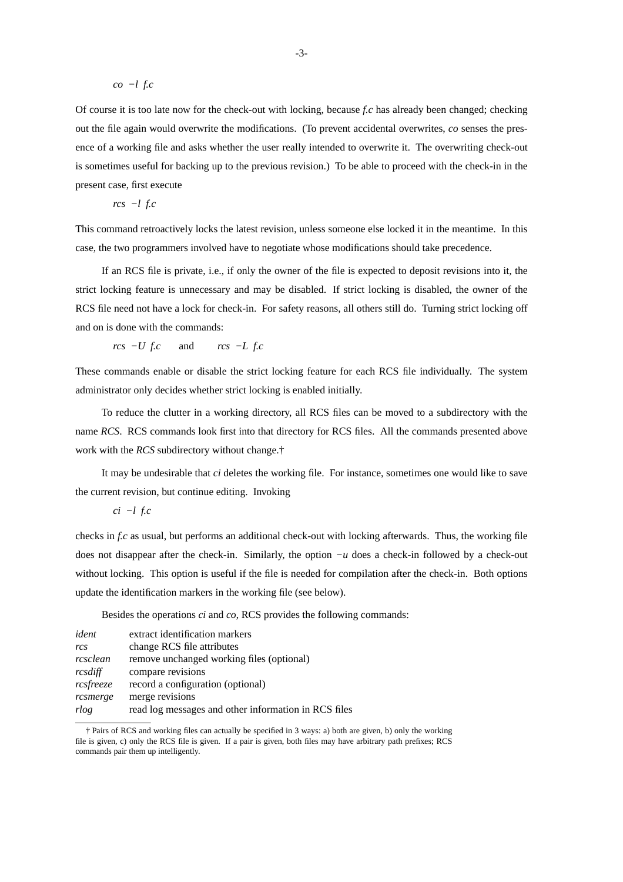*co −l f.c*

Of course it is too late now for the check-out with locking, because *f.c* has already been changed; checking out the file again would overwrite the modifications. (To prevent accidental overwrites, *co* senses the presence of a working file and asks whether the user really intended to overwrite it. The overwriting check-out is sometimes useful for backing up to the previous revision.) To be able to proceed with the check-in in the present case, first execute

*rcs −l f.c*

This command retroactively locks the latest revision, unless someone else locked it in the meantime. In this case, the two programmers involved have to negotiate whose modifications should take precedence.

If an RCS file is private, i.e., if only the owner of the file is expected to deposit revisions into it, the strict locking feature is unnecessary and may be disabled. If strict locking is disabled, the owner of the RCS file need not have a lock for check-in. For safety reasons, all others still do. Turning strict locking off and on is done with the commands:

*rcs −U f.c* and *rcs −L f.c*

These commands enable or disable the strict locking feature for each RCS file individually. The system administrator only decides whether strict locking is enabled initially.

To reduce the clutter in a working directory, all RCS files can be moved to a subdirectory with the name *RCS*. RCS commands look first into that directory for RCS files. All the commands presented above work with the *RCS* subdirectory without change.†

It may be undesirable that *ci* deletes the working file. For instance, sometimes one would like to save the current revision, but continue editing. Invoking

*ci −l f.c*

checks in *f.c* as usual, but performs an additional check-out with locking afterwards. Thus, the working file does not disappear after the check-in. Similarly, the option *−u* does a check-in followed by a check-out without locking. This option is useful if the file is needed for compilation after the check-in. Both options update the identification markers in the working file (see below).

Besides the operations *ci* and *co*, RCS provides the following commands:

| | |
|---|---|
| *ident* | extract identification markers |
| *rcs* | change RCS file attributes |
| *rcsclean* | remove unchanged working files (optional) |
| *rcsdiff* | compare revisions |
| *rcsfreeze* | record a configuration (optional) |
| *rcsmerge* | merge revisions |
| *rlog* | read log messages and other information in RCS files |

† Pairs of RCS and working files can actually be specified in 3 ways: a) both are given, b) only the working file is given, c) only the RCS file is given. If a pair is given, both files may have arbitrary path prefixes; RCS commands pair them up intelligently.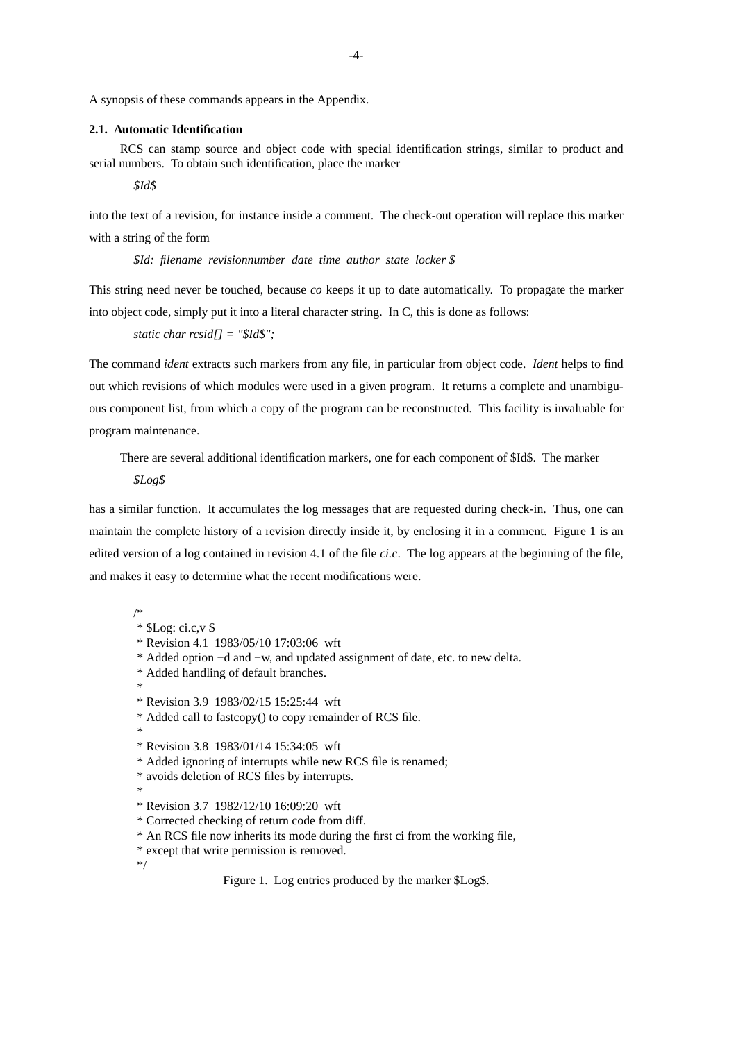A synopsis of these commands appears in the Appendix.

### 2.1. Automatic Identification

RCS can stamp source and object code with special identification strings, similar to product and serial numbers. To obtain such identification, place the marker

*$Id$*

into the text of a revision, for instance inside a comment. The check-out operation will replace this marker with a string of the form

*$Id: filename revisionnumber date time author state locker $*

This string need never be touched, because *co* keeps it up to date automatically. To propagate the marker into object code, simply put it into a literal character string. In C, this is done as follows:

*static char rcsid[] = "$Id$";*

The command *ident* extracts such markers from any file, in particular from object code. *Ident* helps to find out which revisions of which modules were used in a given program. It returns a complete and unambiguous component list, from which a copy of the program can be reconstructed. This facility is invaluable for program maintenance.

There are several additional identification markers, one for each component of $Id$. The marker

*$Log$*

has a similar function. It accumulates the log messages that are requested during check-in. Thus, one can maintain the complete history of a revision directly inside it, by enclosing it in a comment. Figure 1 is an edited version of a log contained in revision 4.1 of the file *ci.c*. The log appears at the beginning of the file, and makes it easy to determine what the recent modifications were.

```
/*
 * $Log: ci.c,v $
 * Revision 4.1  1983/05/10 17:03:06  wft
 * Added option −d and −w, and updated assignment of date, etc. to new delta.
 * Added handling of default branches.
 *
 * Revision 3.9  1983/02/15 15:25:44  wft
 * Added call to fastcopy() to copy remainder of RCS file.
 *
 * Revision 3.8  1983/01/14 15:34:05  wft
 * Added ignoring of interrupts while new RCS file is renamed;
 * avoids deletion of RCS files by interrupts.
 *
 * Revision 3.7  1982/12/10 16:09:20  wft
 * Corrected checking of return code from diff.
 * An RCS file now inherits its mode during the first ci from the working file,
 * except that write permission is removed.
 */
```

Figure 1. Log entries produced by the marker $Log$.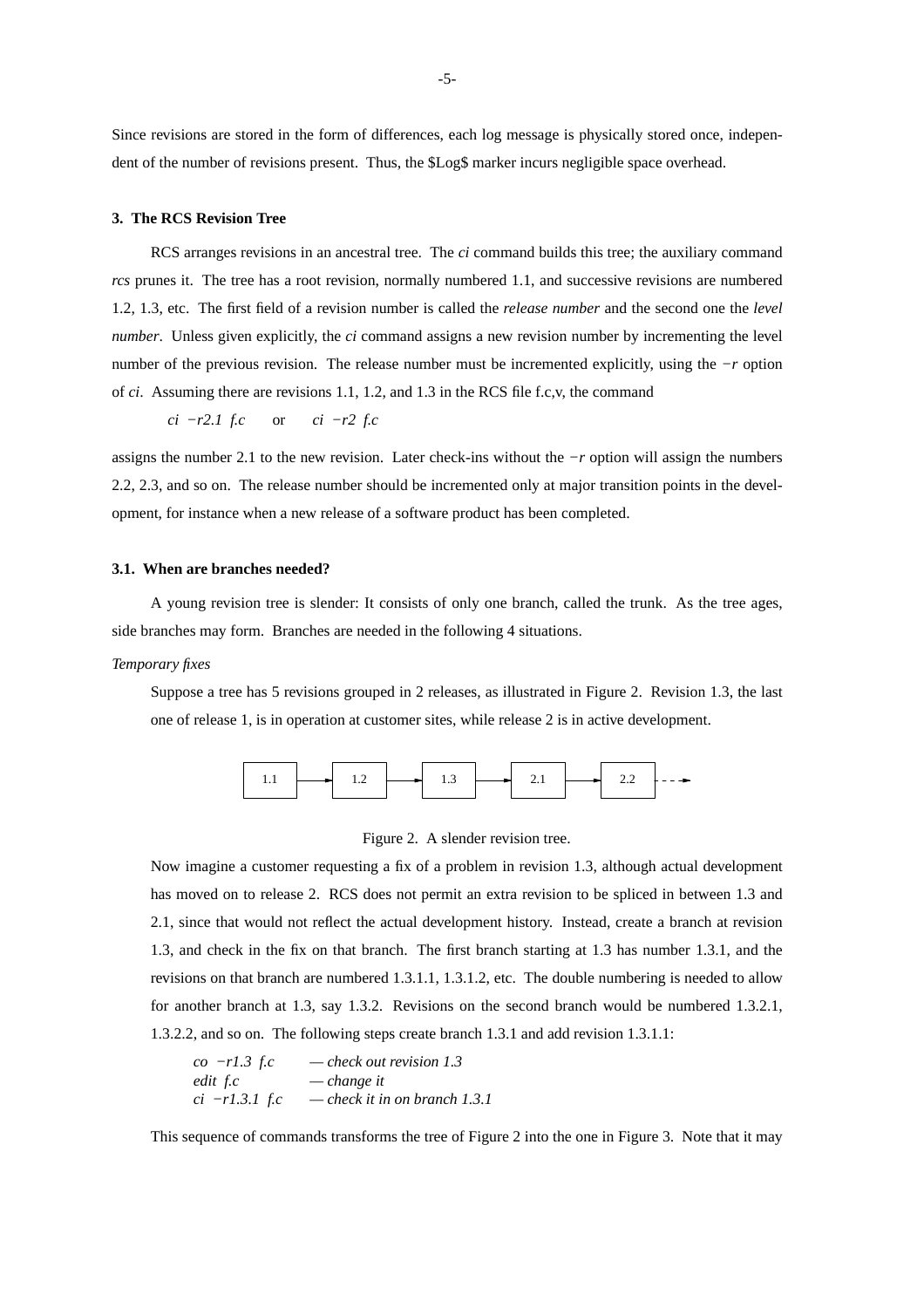Since revisions are stored in the form of differences, each log message is physically stored once, independent of the number of revisions present. Thus, the $Log$ marker incurs negligible space overhead.

## 3. The RCS Revision Tree

RCS arranges revisions in an ancestral tree. The *ci* command builds this tree; the auxiliary command *rcs* prunes it. The tree has a root revision, normally numbered 1.1, and successive revisions are numbered 1.2, 1.3, etc. The first field of a revision number is called the *release number* and the second one the *level number*. Unless given explicitly, the *ci* command assigns a new revision number by incrementing the level number of the previous revision. The release number must be incremented explicitly, using the *−r* option of *ci*. Assuming there are revisions 1.1, 1.2, and 1.3 in the RCS file f.c,v, the command

*ci −r2.1 f.c* or *ci −r2 f.c*

assigns the number 2.1 to the new revision. Later check-ins without the *−r* option will assign the numbers 2.2, 2.3, and so on. The release number should be incremented only at major transition points in the development, for instance when a new release of a software product has been completed.

### 3.1. When are branches needed?

A young revision tree is slender: It consists of only one branch, called the trunk. As the tree ages, side branches may form. Branches are needed in the following 4 situations.

*Temporary fixes*

Suppose a tree has 5 revisions grouped in 2 releases, as illustrated in Figure 2. Revision 1.3, the last one of release 1, is in operation at customer sites, while release 2 is in active development.

```
1.1 ──► 1.2 ──► 1.3 ──► 2.1 ──► 2.2 - - ►
```

Figure 2. A slender revision tree.

Now imagine a customer requesting a fix of a problem in revision 1.3, although actual development has moved on to release 2. RCS does not permit an extra revision to be spliced in between 1.3 and 2.1, since that would not reflect the actual development history. Instead, create a branch at revision 1.3, and check in the fix on that branch. The first branch starting at 1.3 has number 1.3.1, and the revisions on that branch are numbered 1.3.1.1, 1.3.1.2, etc. The double numbering is needed to allow for another branch at 1.3, say 1.3.2. Revisions on the second branch would be numbered 1.3.2.1, 1.3.2.2, and so on. The following steps create branch 1.3.1 and add revision 1.3.1.1:

```
co −r1.3 f.c      — check out revision 1.3
edit f.c          — change it
ci −r1.3.1 f.c    — check it in on branch 1.3.1
```

This sequence of commands transforms the tree of Figure 2 into the one in Figure 3. Note that it may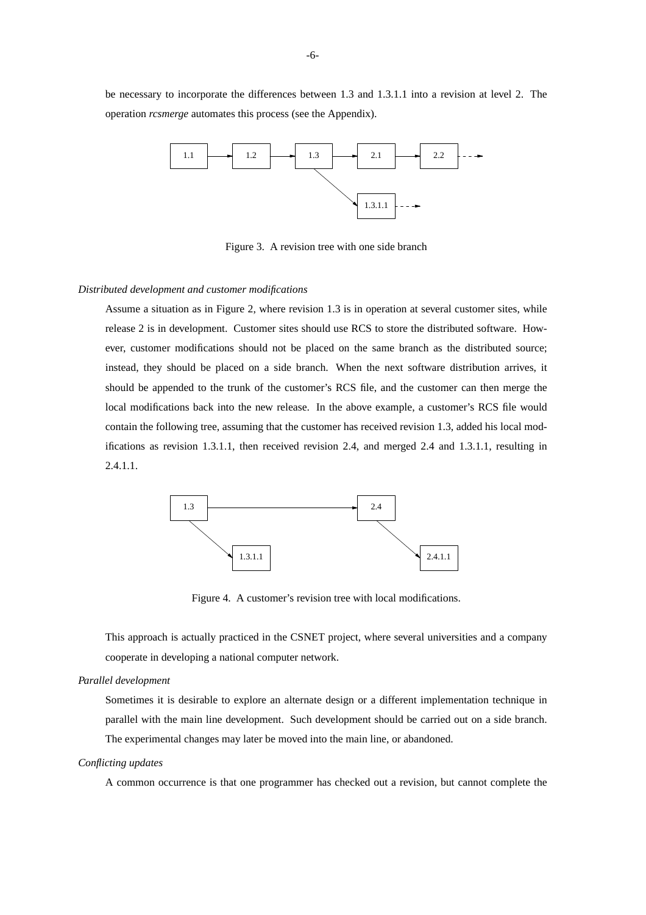be necessary to incorporate the differences between 1.3 and 1.3.1.1 into a revision at level 2. The operation *rcsmerge* automates this process (see the Appendix).

Figure 3. A revision tree with one side branch

*Distributed development and customer modifications*

Assume a situation as in Figure 2, where revision 1.3 is in operation at several customer sites, while release 2 is in development. Customer sites should use RCS to store the distributed software. However, customer modifications should not be placed on the same branch as the distributed source; instead, they should be placed on a side branch. When the next software distribution arrives, it should be appended to the trunk of the customer's RCS file, and the customer can then merge the local modifications back into the new release. In the above example, a customer's RCS file would contain the following tree, assuming that the customer has received revision 1.3, added his local modifications as revision 1.3.1.1, then received revision 2.4, and merged 2.4 and 1.3.1.1, resulting in 2.4.1.1.

Figure 4. A customer's revision tree with local modifications.

This approach is actually practiced in the CSNET project, where several universities and a company cooperate in developing a national computer network.

*Parallel development*

Sometimes it is desirable to explore an alternate design or a different implementation technique in parallel with the main line development. Such development should be carried out on a side branch. The experimental changes may later be moved into the main line, or abandoned.

*Conflicting updates*

A common occurrence is that one programmer has checked out a revision, but cannot complete the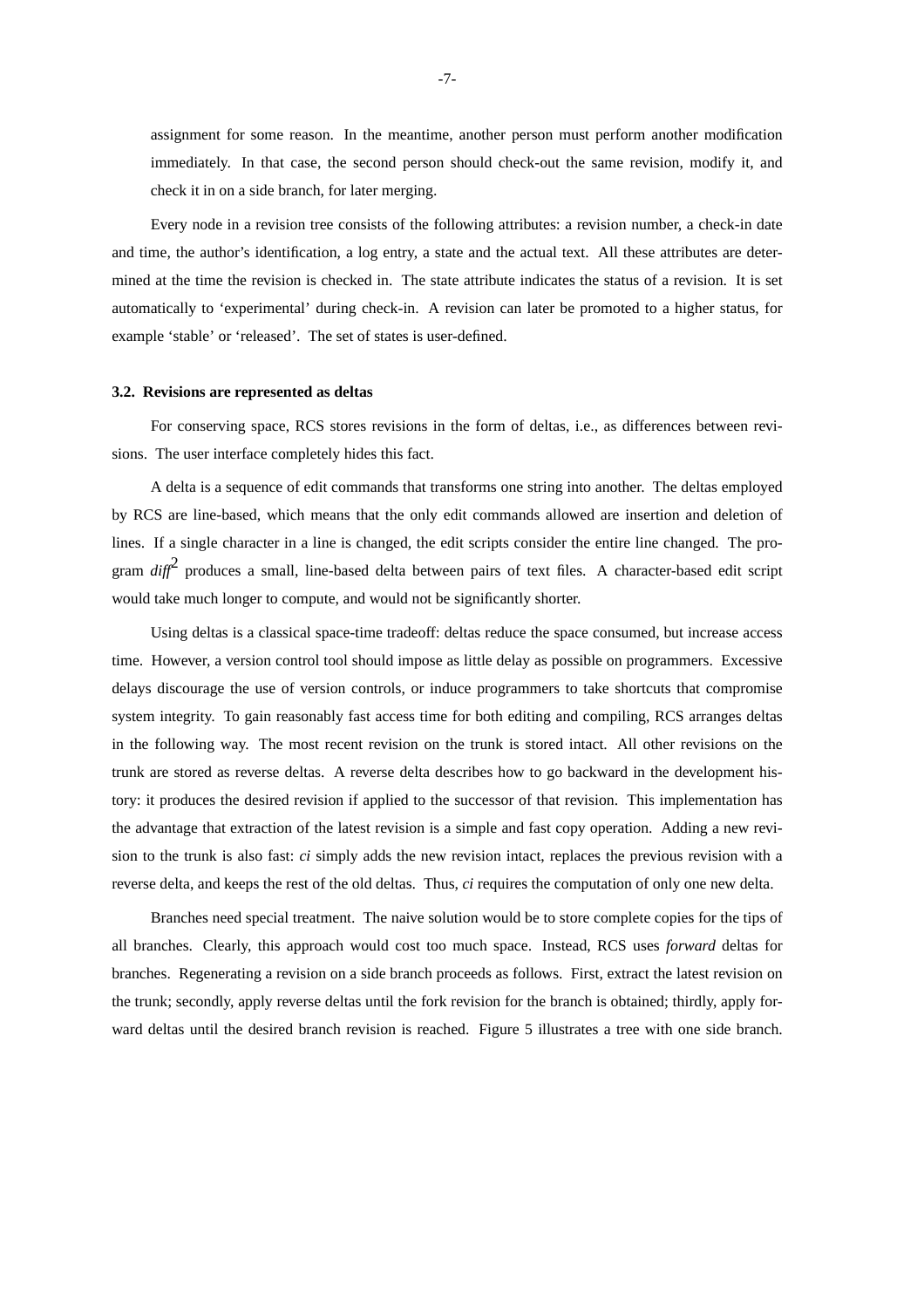assignment for some reason. In the meantime, another person must perform another modification immediately. In that case, the second person should check-out the same revision, modify it, and check it in on a side branch, for later merging.

Every node in a revision tree consists of the following attributes: a revision number, a check-in date and time, the author's identification, a log entry, a state and the actual text. All these attributes are determined at the time the revision is checked in. The state attribute indicates the status of a revision. It is set automatically to 'experimental' during check-in. A revision can later be promoted to a higher status, for example 'stable' or 'released'. The set of states is user-defined.

### 3.2. Revisions are represented as deltas

For conserving space, RCS stores revisions in the form of deltas, i.e., as differences between revisions. The user interface completely hides this fact.

A delta is a sequence of edit commands that transforms one string into another. The deltas employed by RCS are line-based, which means that the only edit commands allowed are insertion and deletion of lines. If a single character in a line is changed, the edit scripts consider the entire line changed. The program *diff*[2] produces a small, line-based delta between pairs of text files. A character-based edit script would take much longer to compute, and would not be significantly shorter.

Using deltas is a classical space-time tradeoff: deltas reduce the space consumed, but increase access time. However, a version control tool should impose as little delay as possible on programmers. Excessive delays discourage the use of version controls, or induce programmers to take shortcuts that compromise system integrity. To gain reasonably fast access time for both editing and compiling, RCS arranges deltas in the following way. The most recent revision on the trunk is stored intact. All other revisions on the trunk are stored as reverse deltas. A reverse delta describes how to go backward in the development history: it produces the desired revision if applied to the successor of that revision. This implementation has the advantage that extraction of the latest revision is a simple and fast copy operation. Adding a new revision to the trunk is also fast: *ci* simply adds the new revision intact, replaces the previous revision with a reverse delta, and keeps the rest of the old deltas. Thus, *ci* requires the computation of only one new delta.

Branches need special treatment. The naive solution would be to store complete copies for the tips of all branches. Clearly, this approach would cost too much space. Instead, RCS uses *forward* deltas for branches. Regenerating a revision on a side branch proceeds as follows. First, extract the latest revision on the trunk; secondly, apply reverse deltas until the fork revision for the branch is obtained; thirdly, apply forward deltas until the desired branch revision is reached. Figure 5 illustrates a tree with one side branch.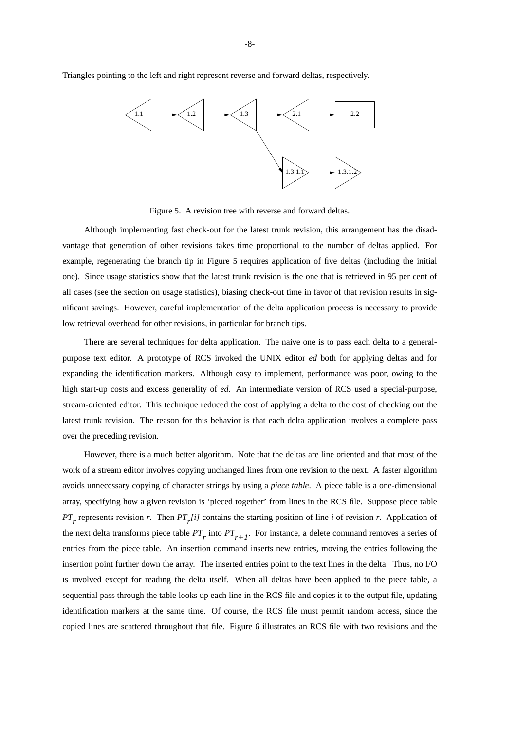Triangles pointing to the left and right represent reverse and forward deltas, respectively.

1.1
1.2
1.3
2.1
2.2
1.3.1.1
1.3.1.2

Figure 5. A revision tree with reverse and forward deltas.

Although implementing fast check-out for the latest trunk revision, this arrangement has the disadvantage that generation of other revisions takes time proportional to the number of deltas applied. For example, regenerating the branch tip in Figure 5 requires application of five deltas (including the initial one). Since usage statistics show that the latest trunk revision is the one that is retrieved in 95 per cent of all cases (see the section on usage statistics), biasing check-out time in favor of that revision results in significant savings. However, careful implementation of the delta application process is necessary to provide low retrieval overhead for other revisions, in particular for branch tips.

There are several techniques for delta application. The naive one is to pass each delta to a general-purpose text editor. A prototype of RCS invoked the UNIX editor *ed* both for applying deltas and for expanding the identification markers. Although easy to implement, performance was poor, owing to the high start-up costs and excess generality of *ed*. An intermediate version of RCS used a special-purpose, stream-oriented editor. This technique reduced the cost of applying a delta to the cost of checking out the latest trunk revision. The reason for this behavior is that each delta application involves a complete pass over the preceding revision.

However, there is a much better algorithm. Note that the deltas are line oriented and that most of the work of a stream editor involves copying unchanged lines from one revision to the next. A faster algorithm avoids unnecessary copying of character strings by using a *piece table*. A piece table is a one-dimensional array, specifying how a given revision is 'pieced together' from lines in the RCS file. Suppose piece table $PT_r$ represents revision $r$. Then $PT_r[i]$ contains the starting position of line $i$ of revision $r$. Application of the next delta transforms piece table $PT_r$ into $PT_{r+1}$. For instance, a delete command removes a series of entries from the piece table. An insertion command inserts new entries, moving the entries following the insertion point further down the array. The inserted entries point to the text lines in the delta. Thus, no I/O is involved except for reading the delta itself. When all deltas have been applied to the piece table, a sequential pass through the table looks up each line in the RCS file and copies it to the output file, updating identification markers at the same time. Of course, the RCS file must permit random access, since the copied lines are scattered throughout that file. Figure 6 illustrates an RCS file with two revisions and the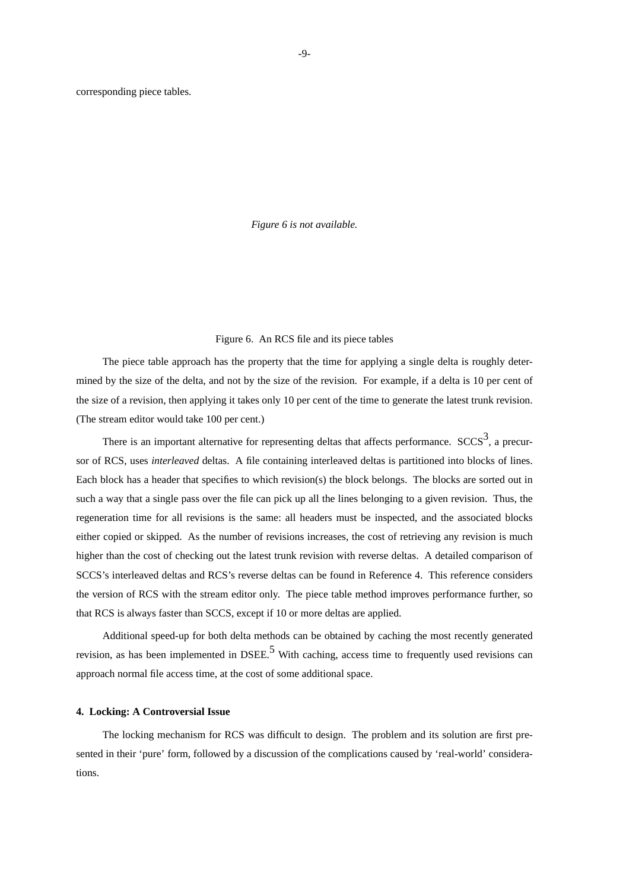corresponding piece tables.

*Figure 6 is not available.*

Figure 6. An RCS file and its piece tables

The piece table approach has the property that the time for applying a single delta is roughly determined by the size of the delta, and not by the size of the revision. For example, if a delta is 10 per cent of the size of a revision, then applying it takes only 10 per cent of the time to generate the latest trunk revision. (The stream editor would take 100 per cent.)

There is an important alternative for representing deltas that affects performance. SCCS[3], a precursor of RCS, uses *interleaved* deltas. A file containing interleaved deltas is partitioned into blocks of lines. Each block has a header that specifies to which revision(s) the block belongs. The blocks are sorted out in such a way that a single pass over the file can pick up all the lines belonging to a given revision. Thus, the regeneration time for all revisions is the same: all headers must be inspected, and the associated blocks either copied or skipped. As the number of revisions increases, the cost of retrieving any revision is much higher than the cost of checking out the latest trunk revision with reverse deltas. A detailed comparison of SCCS's interleaved deltas and RCS's reverse deltas can be found in Reference 4. This reference considers the version of RCS with the stream editor only. The piece table method improves performance further, so that RCS is always faster than SCCS, except if 10 or more deltas are applied.

Additional speed-up for both delta methods can be obtained by caching the most recently generated revision, as has been implemented in DSEE.[5] With caching, access time to frequently used revisions can approach normal file access time, at the cost of some additional space.

### 4. Locking: A Controversial Issue

The locking mechanism for RCS was difficult to design. The problem and its solution are first presented in their 'pure' form, followed by a discussion of the complications caused by 'real-world' considerations.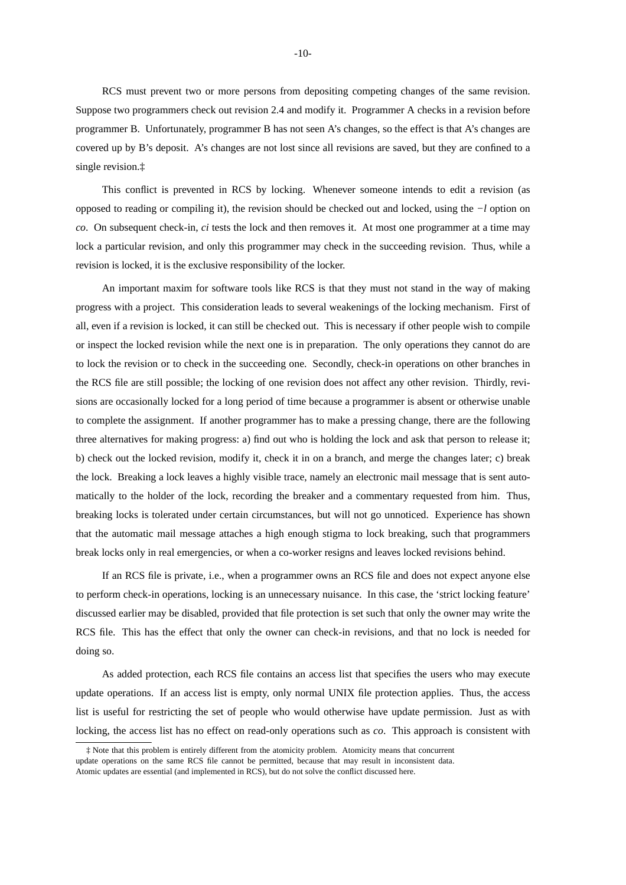RCS must prevent two or more persons from depositing competing changes of the same revision. Suppose two programmers check out revision 2.4 and modify it. Programmer A checks in a revision before programmer B. Unfortunately, programmer B has not seen A's changes, so the effect is that A's changes are covered up by B's deposit. A's changes are not lost since all revisions are saved, but they are confined to a single revision.‡

This conflict is prevented in RCS by locking. Whenever someone intends to edit a revision (as opposed to reading or compiling it), the revision should be checked out and locked, using the −*l* option on *co*. On subsequent check-in, *ci* tests the lock and then removes it. At most one programmer at a time may lock a particular revision, and only this programmer may check in the succeeding revision. Thus, while a revision is locked, it is the exclusive responsibility of the locker.

An important maxim for software tools like RCS is that they must not stand in the way of making progress with a project. This consideration leads to several weakenings of the locking mechanism. First of all, even if a revision is locked, it can still be checked out. This is necessary if other people wish to compile or inspect the locked revision while the next one is in preparation. The only operations they cannot do are to lock the revision or to check in the succeeding one. Secondly, check-in operations on other branches in the RCS file are still possible; the locking of one revision does not affect any other revision. Thirdly, revisions are occasionally locked for a long period of time because a programmer is absent or otherwise unable to complete the assignment. If another programmer has to make a pressing change, there are the following three alternatives for making progress: a) find out who is holding the lock and ask that person to release it; b) check out the locked revision, modify it, check it in on a branch, and merge the changes later; c) break the lock. Breaking a lock leaves a highly visible trace, namely an electronic mail message that is sent automatically to the holder of the lock, recording the breaker and a commentary requested from him. Thus, breaking locks is tolerated under certain circumstances, but will not go unnoticed. Experience has shown that the automatic mail message attaches a high enough stigma to lock breaking, such that programmers break locks only in real emergencies, or when a co-worker resigns and leaves locked revisions behind.

If an RCS file is private, i.e., when a programmer owns an RCS file and does not expect anyone else to perform check-in operations, locking is an unnecessary nuisance. In this case, the 'strict locking feature' discussed earlier may be disabled, provided that file protection is set such that only the owner may write the RCS file. This has the effect that only the owner can check-in revisions, and that no lock is needed for doing so.

As added protection, each RCS file contains an access list that specifies the users who may execute update operations. If an access list is empty, only normal UNIX file protection applies. Thus, the access list is useful for restricting the set of people who would otherwise have update permission. Just as with locking, the access list has no effect on read-only operations such as *co*. This approach is consistent with

‡ Note that this problem is entirely different from the atomicity problem. Atomicity means that concurrent update operations on the same RCS file cannot be permitted, because that may result in inconsistent data. Atomic updates are essential (and implemented in RCS), but do not solve the conflict discussed here.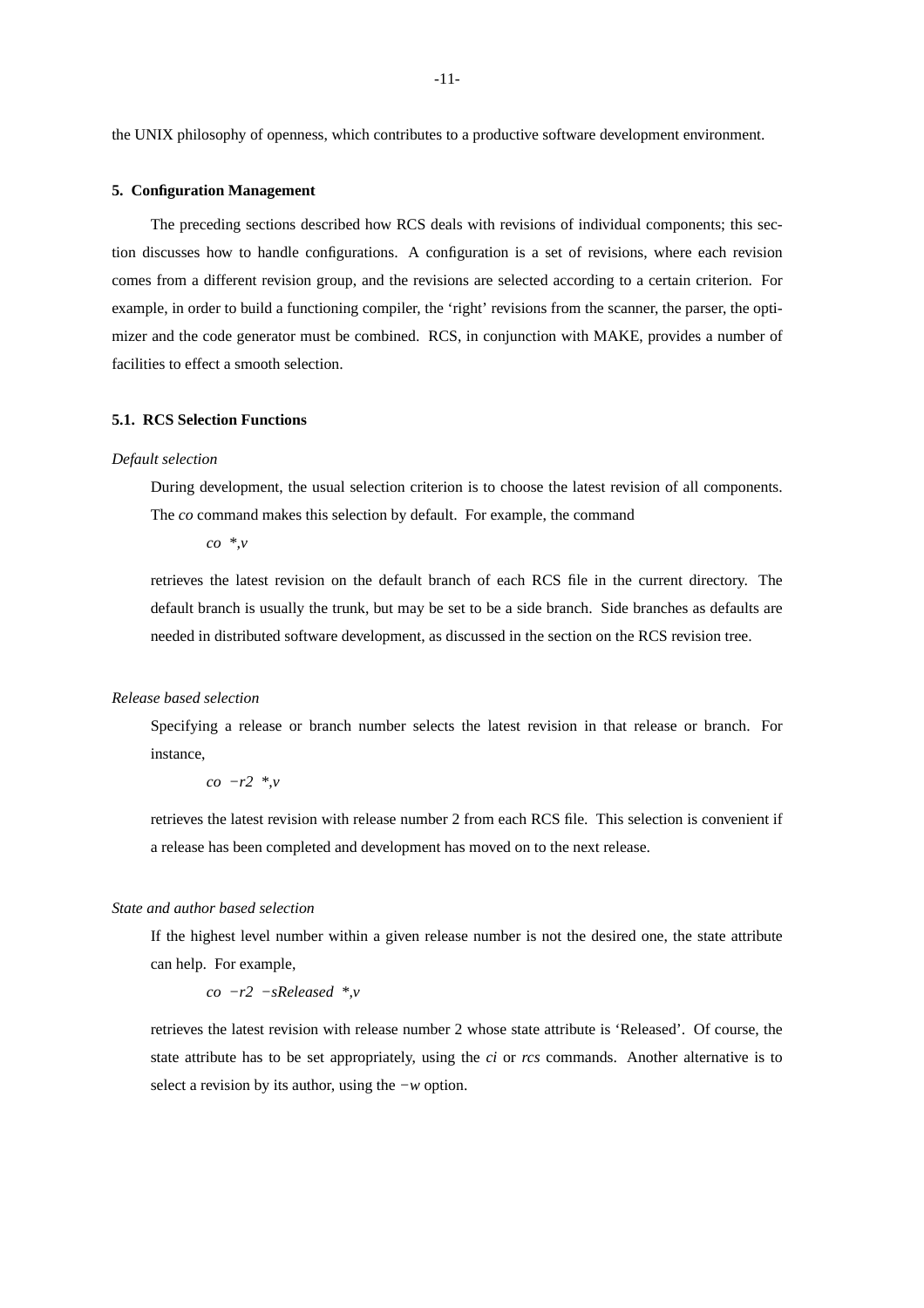the UNIX philosophy of openness, which contributes to a productive software development environment.

## 5. Configuration Management

The preceding sections described how RCS deals with revisions of individual components; this section discusses how to handle configurations. A configuration is a set of revisions, where each revision comes from a different revision group, and the revisions are selected according to a certain criterion. For example, in order to build a functioning compiler, the 'right' revisions from the scanner, the parser, the optimizer and the code generator must be combined. RCS, in conjunction with MAKE, provides a number of facilities to effect a smooth selection.

### 5.1. RCS Selection Functions

*Default selection*

During development, the usual selection criterion is to choose the latest revision of all components. The *co* command makes this selection by default. For example, the command

*co \*,v*

retrieves the latest revision on the default branch of each RCS file in the current directory. The default branch is usually the trunk, but may be set to be a side branch. Side branches as defaults are needed in distributed software development, as discussed in the section on the RCS revision tree.

*Release based selection*

Specifying a release or branch number selects the latest revision in that release or branch. For instance,

*co −r2 \*,v*

retrieves the latest revision with release number 2 from each RCS file. This selection is convenient if a release has been completed and development has moved on to the next release.

*State and author based selection*

If the highest level number within a given release number is not the desired one, the state attribute can help. For example,

*co −r2 −sReleased \*,v*

retrieves the latest revision with release number 2 whose state attribute is 'Released'. Of course, the state attribute has to be set appropriately, using the *ci* or *rcs* commands. Another alternative is to select a revision by its author, using the *−w* option.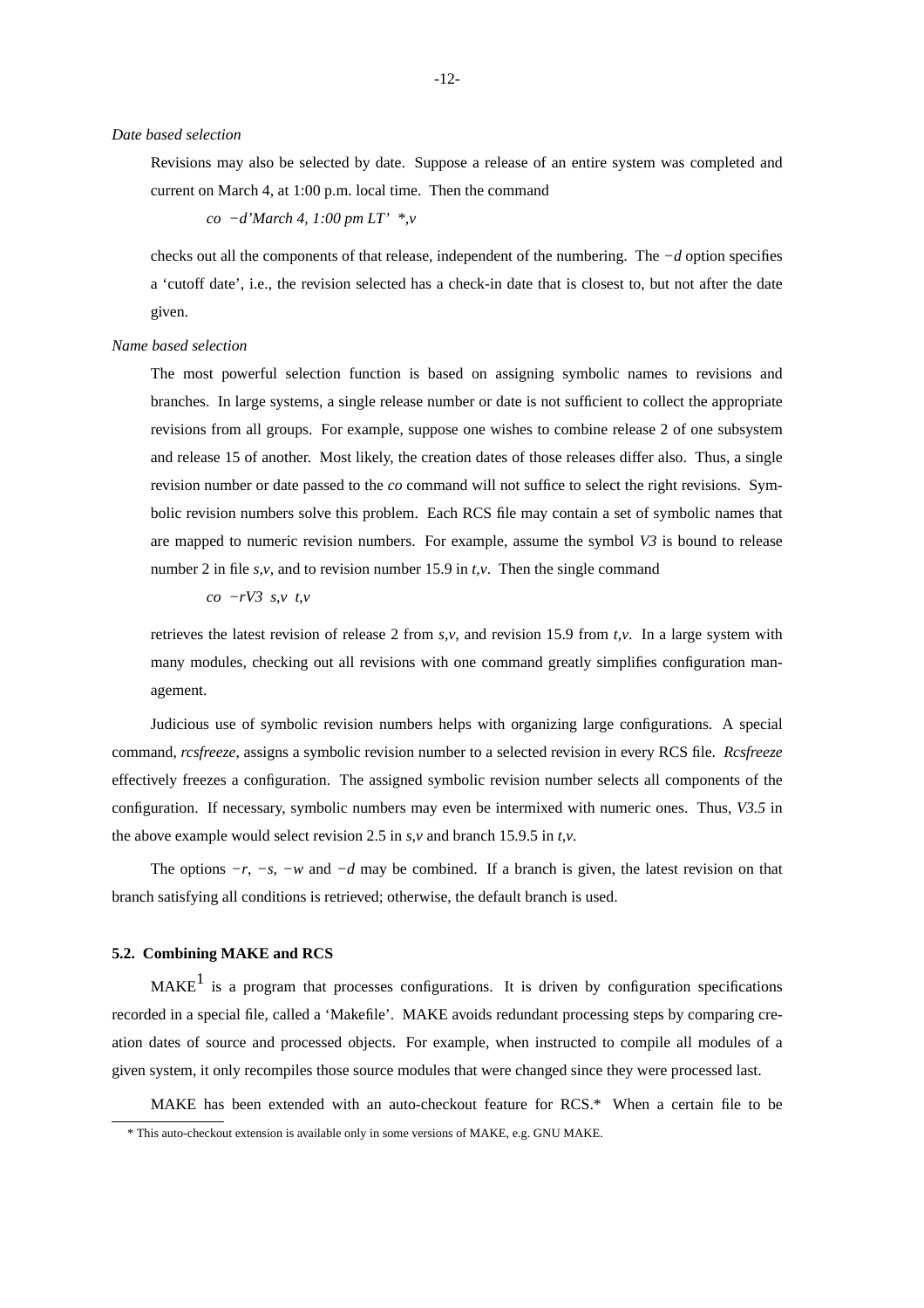*Date based selection*

Revisions may also be selected by date. Suppose a release of an entire system was completed and current on March 4, at 1:00 p.m. local time. Then the command

*co −d'March 4, 1:00 pm LT' \*,v*

checks out all the components of that release, independent of the numbering. The *−d* option specifies a 'cutoff date', i.e., the revision selected has a check-in date that is closest to, but not after the date given.

*Name based selection*

The most powerful selection function is based on assigning symbolic names to revisions and branches. In large systems, a single release number or date is not sufficient to collect the appropriate revisions from all groups. For example, suppose one wishes to combine release 2 of one subsystem and release 15 of another. Most likely, the creation dates of those releases differ also. Thus, a single revision number or date passed to the *co* command will not suffice to select the right revisions. Symbolic revision numbers solve this problem. Each RCS file may contain a set of symbolic names that are mapped to numeric revision numbers. For example, assume the symbol *V3* is bound to release number 2 in file *s,v*, and to revision number 15.9 in *t,v*. Then the single command

*co −rV3 s,v t,v*

retrieves the latest revision of release 2 from *s,v*, and revision 15.9 from *t,v*. In a large system with many modules, checking out all revisions with one command greatly simplifies configuration management.

Judicious use of symbolic revision numbers helps with organizing large configurations. A special command, *rcsfreeze*, assigns a symbolic revision number to a selected revision in every RCS file. *Rcsfreeze* effectively freezes a configuration. The assigned symbolic revision number selects all components of the configuration. If necessary, symbolic numbers may even be intermixed with numeric ones. Thus, *V3.5* in the above example would select revision 2.5 in *s,v* and branch 15.9.5 in *t,v*.

The options *−r*, *−s*, *−w* and *−d* may be combined. If a branch is given, the latest revision on that branch satisfying all conditions is retrieved; otherwise, the default branch is used.

### 5.2. Combining MAKE and RCS

MAKE[1] is a program that processes configurations. It is driven by configuration specifications recorded in a special file, called a 'Makefile'. MAKE avoids redundant processing steps by comparing creation dates of source and processed objects. For example, when instructed to compile all modules of a given system, it only recompiles those source modules that were changed since they were processed last.

MAKE has been extended with an auto-checkout feature for RCS.* When a certain file to be

\* This auto-checkout extension is available only in some versions of MAKE, e.g. GNU MAKE.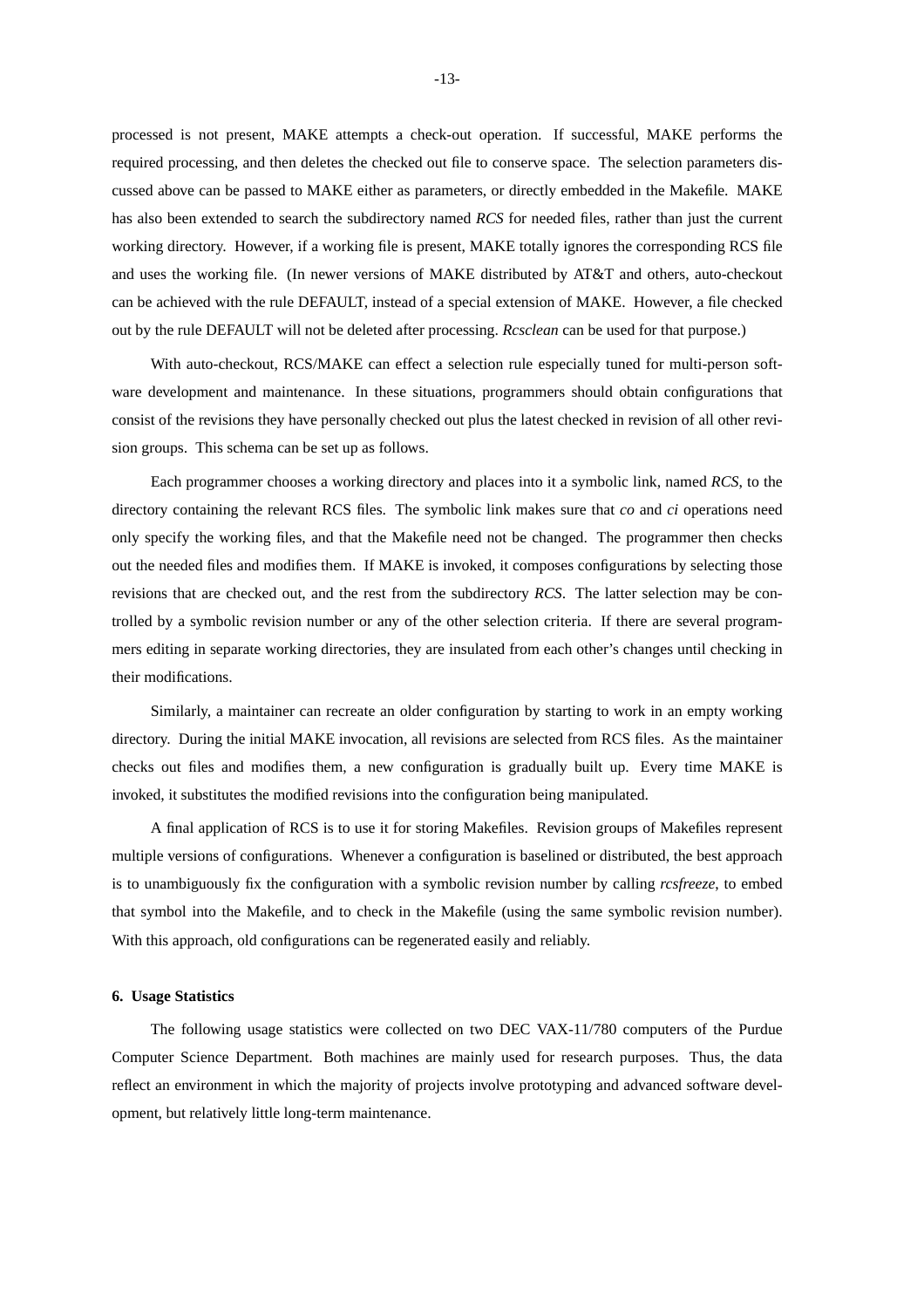processed is not present, MAKE attempts a check-out operation. If successful, MAKE performs the required processing, and then deletes the checked out file to conserve space. The selection parameters discussed above can be passed to MAKE either as parameters, or directly embedded in the Makefile. MAKE has also been extended to search the subdirectory named *RCS* for needed files, rather than just the current working directory. However, if a working file is present, MAKE totally ignores the corresponding RCS file and uses the working file. (In newer versions of MAKE distributed by AT&T and others, auto-checkout can be achieved with the rule DEFAULT, instead of a special extension of MAKE. However, a file checked out by the rule DEFAULT will not be deleted after processing. *Rcsclean* can be used for that purpose.)

With auto-checkout, RCS/MAKE can effect a selection rule especially tuned for multi-person software development and maintenance. In these situations, programmers should obtain configurations that consist of the revisions they have personally checked out plus the latest checked in revision of all other revision groups. This schema can be set up as follows.

Each programmer chooses a working directory and places into it a symbolic link, named *RCS*, to the directory containing the relevant RCS files. The symbolic link makes sure that *co* and *ci* operations need only specify the working files, and that the Makefile need not be changed. The programmer then checks out the needed files and modifies them. If MAKE is invoked, it composes configurations by selecting those revisions that are checked out, and the rest from the subdirectory *RCS*. The latter selection may be controlled by a symbolic revision number or any of the other selection criteria. If there are several programmers editing in separate working directories, they are insulated from each other's changes until checking in their modifications.

Similarly, a maintainer can recreate an older configuration by starting to work in an empty working directory. During the initial MAKE invocation, all revisions are selected from RCS files. As the maintainer checks out files and modifies them, a new configuration is gradually built up. Every time MAKE is invoked, it substitutes the modified revisions into the configuration being manipulated.

A final application of RCS is to use it for storing Makefiles. Revision groups of Makefiles represent multiple versions of configurations. Whenever a configuration is baselined or distributed, the best approach is to unambiguously fix the configuration with a symbolic revision number by calling *rcsfreeze*, to embed that symbol into the Makefile, and to check in the Makefile (using the same symbolic revision number). With this approach, old configurations can be regenerated easily and reliably.

## 6. Usage Statistics

The following usage statistics were collected on two DEC VAX-11/780 computers of the Purdue Computer Science Department. Both machines are mainly used for research purposes. Thus, the data reflect an environment in which the majority of projects involve prototyping and advanced software development, but relatively little long-term maintenance.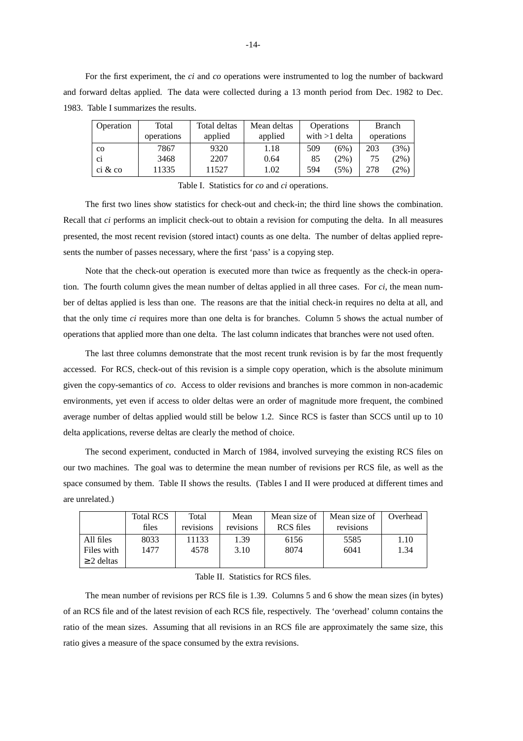For the first experiment, the *ci* and *co* operations were instrumented to log the number of backward and forward deltas applied. The data were collected during a 13 month period from Dec. 1982 to Dec. 1983. Table I summarizes the results.

| Operation | Total operations | Total deltas applied | Mean deltas applied | Operations with >1 delta | | Branch operations | |
|---|---|---|---|---|---|---|---|
| co | 7867 | 9320 | 1.18 | 509 | (6%) | 203 | (3%) |
| ci | 3468 | 2207 | 0.64 | 85 | (2%) | 75 | (2%) |
| ci & co | 11335 | 11527 | 1.02 | 594 | (5%) | 278 | (2%) |

Table I. Statistics for *co* and *ci* operations.

The first two lines show statistics for check-out and check-in; the third line shows the combination. Recall that *ci* performs an implicit check-out to obtain a revision for computing the delta. In all measures presented, the most recent revision (stored intact) counts as one delta. The number of deltas applied represents the number of passes necessary, where the first 'pass' is a copying step.

Note that the check-out operation is executed more than twice as frequently as the check-in operation. The fourth column gives the mean number of deltas applied in all three cases. For *ci*, the mean number of deltas applied is less than one. The reasons are that the initial check-in requires no delta at all, and that the only time *ci* requires more than one delta is for branches. Column 5 shows the actual number of operations that applied more than one delta. The last column indicates that branches were not used often.

The last three columns demonstrate that the most recent trunk revision is by far the most frequently accessed. For RCS, check-out of this revision is a simple copy operation, which is the absolute minimum given the copy-semantics of *co*. Access to older revisions and branches is more common in non-academic environments, yet even if access to older deltas were an order of magnitude more frequent, the combined average number of deltas applied would still be below 1.2. Since RCS is faster than SCCS until up to 10 delta applications, reverse deltas are clearly the method of choice.

The second experiment, conducted in March of 1984, involved surveying the existing RCS files on our two machines. The goal was to determine the mean number of revisions per RCS file, as well as the space consumed by them. Table II shows the results. (Tables I and II were produced at different times and are unrelated.)

| | Total RCS files | Total revisions | Mean revisions | Mean size of RCS files | Mean size of revisions | Overhead |
|---|---|---|---|---|---|---|
| All files | 8033 | 11133 | 1.39 | 6156 | 5585 | 1.10 |
| Files with ≥ 2 deltas | 1477 | 4578 | 3.10 | 8074 | 6041 | 1.34 |

Table II. Statistics for RCS files.

The mean number of revisions per RCS file is 1.39. Columns 5 and 6 show the mean sizes (in bytes) of an RCS file and of the latest revision of each RCS file, respectively. The 'overhead' column contains the ratio of the mean sizes. Assuming that all revisions in an RCS file are approximately the same size, this ratio gives a measure of the space consumed by the extra revisions.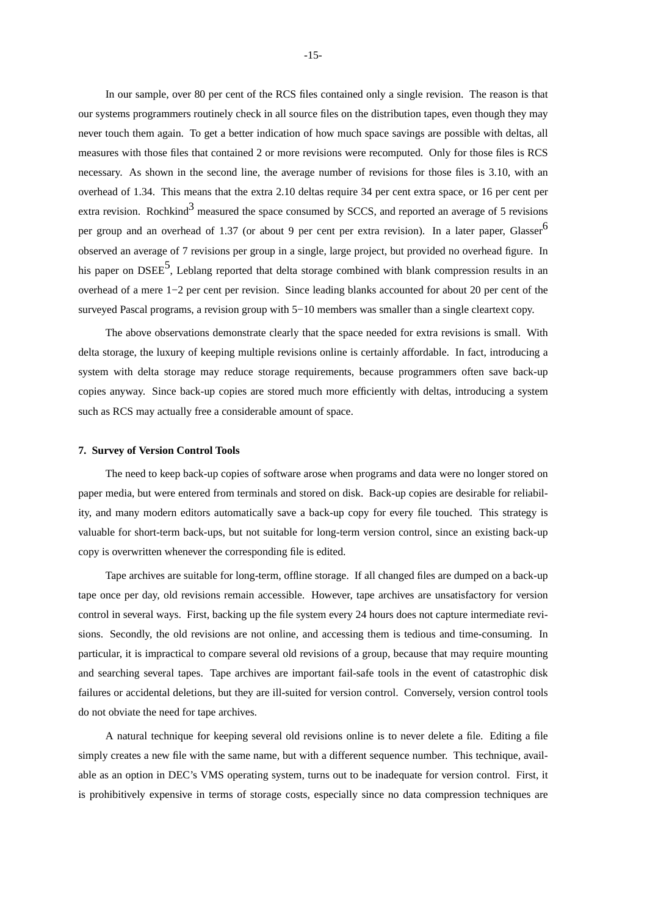In our sample, over 80 per cent of the RCS files contained only a single revision. The reason is that our systems programmers routinely check in all source files on the distribution tapes, even though they may never touch them again. To get a better indication of how much space savings are possible with deltas, all measures with those files that contained 2 or more revisions were recomputed. Only for those files is RCS necessary. As shown in the second line, the average number of revisions for those files is 3.10, with an overhead of 1.34. This means that the extra 2.10 deltas require 34 per cent extra space, or 16 per cent per extra revision. Rochkind[3] measured the space consumed by SCCS, and reported an average of 5 revisions per group and an overhead of 1.37 (or about 9 per cent per extra revision). In a later paper, Glasser[6] observed an average of 7 revisions per group in a single, large project, but provided no overhead figure. In his paper on DSEE[5], Leblang reported that delta storage combined with blank compression results in an overhead of a mere 1−2 per cent per revision. Since leading blanks accounted for about 20 per cent of the surveyed Pascal programs, a revision group with 5−10 members was smaller than a single cleartext copy.

The above observations demonstrate clearly that the space needed for extra revisions is small. With delta storage, the luxury of keeping multiple revisions online is certainly affordable. In fact, introducing a system with delta storage may reduce storage requirements, because programmers often save back-up copies anyway. Since back-up copies are stored much more efficiently with deltas, introducing a system such as RCS may actually free a considerable amount of space.

**7. Survey of Version Control Tools**

The need to keep back-up copies of software arose when programs and data were no longer stored on paper media, but were entered from terminals and stored on disk. Back-up copies are desirable for reliability, and many modern editors automatically save a back-up copy for every file touched. This strategy is valuable for short-term back-ups, but not suitable for long-term version control, since an existing back-up copy is overwritten whenever the corresponding file is edited.

Tape archives are suitable for long-term, offline storage. If all changed files are dumped on a back-up tape once per day, old revisions remain accessible. However, tape archives are unsatisfactory for version control in several ways. First, backing up the file system every 24 hours does not capture intermediate revisions. Secondly, the old revisions are not online, and accessing them is tedious and time-consuming. In particular, it is impractical to compare several old revisions of a group, because that may require mounting and searching several tapes. Tape archives are important fail-safe tools in the event of catastrophic disk failures or accidental deletions, but they are ill-suited for version control. Conversely, version control tools do not obviate the need for tape archives.

A natural technique for keeping several old revisions online is to never delete a file. Editing a file simply creates a new file with the same name, but with a different sequence number. This technique, available as an option in DEC's VMS operating system, turns out to be inadequate for version control. First, it is prohibitively expensive in terms of storage costs, especially since no data compression techniques are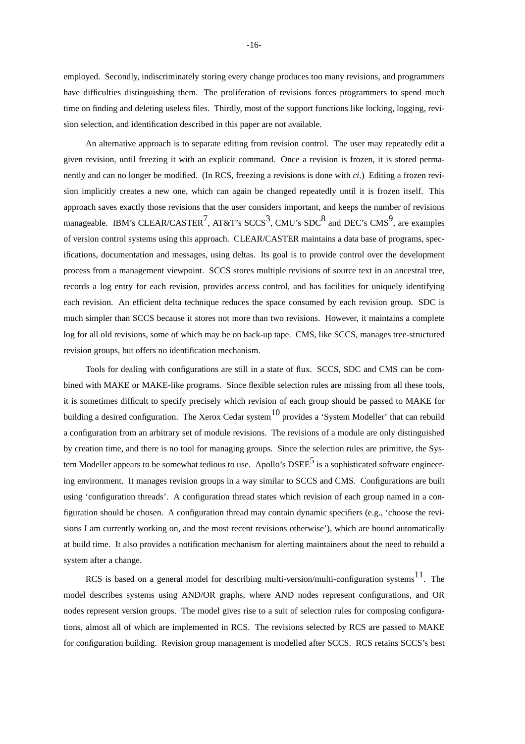employed. Secondly, indiscriminately storing every change produces too many revisions, and programmers have difficulties distinguishing them. The proliferation of revisions forces programmers to spend much time on finding and deleting useless files. Thirdly, most of the support functions like locking, logging, revision selection, and identification described in this paper are not available.

An alternative approach is to separate editing from revision control. The user may repeatedly edit a given revision, until freezing it with an explicit command. Once a revision is frozen, it is stored permanently and can no longer be modified. (In RCS, freezing a revisions is done with *ci*.) Editing a frozen revision implicitly creates a new one, which can again be changed repeatedly until it is frozen itself. This approach saves exactly those revisions that the user considers important, and keeps the number of revisions manageable. IBM's CLEAR/CASTER[7], AT&T's SCCS[3], CMU's SDC[8] and DEC's CMS[9], are examples of version control systems using this approach. CLEAR/CASTER maintains a data base of programs, specifications, documentation and messages, using deltas. Its goal is to provide control over the development process from a management viewpoint. SCCS stores multiple revisions of source text in an ancestral tree, records a log entry for each revision, provides access control, and has facilities for uniquely identifying each revision. An efficient delta technique reduces the space consumed by each revision group. SDC is much simpler than SCCS because it stores not more than two revisions. However, it maintains a complete log for all old revisions, some of which may be on back-up tape. CMS, like SCCS, manages tree-structured revision groups, but offers no identification mechanism.

Tools for dealing with configurations are still in a state of flux. SCCS, SDC and CMS can be combined with MAKE or MAKE-like programs. Since flexible selection rules are missing from all these tools, it is sometimes difficult to specify precisely which revision of each group should be passed to MAKE for building a desired configuration. The Xerox Cedar system[10] provides a 'System Modeller' that can rebuild a configuration from an arbitrary set of module revisions. The revisions of a module are only distinguished by creation time, and there is no tool for managing groups. Since the selection rules are primitive, the System Modeller appears to be somewhat tedious to use. Apollo's DSEE[5] is a sophisticated software engineering environment. It manages revision groups in a way similar to SCCS and CMS. Configurations are built using 'configuration threads'. A configuration thread states which revision of each group named in a configuration should be chosen. A configuration thread may contain dynamic specifiers (e.g., 'choose the revisions I am currently working on, and the most recent revisions otherwise'), which are bound automatically at build time. It also provides a notification mechanism for alerting maintainers about the need to rebuild a system after a change.

RCS is based on a general model for describing multi-version/multi-configuration systems[11]. The model describes systems using AND/OR graphs, where AND nodes represent configurations, and OR nodes represent version groups. The model gives rise to a suit of selection rules for composing configurations, almost all of which are implemented in RCS. The revisions selected by RCS are passed to MAKE for configuration building. Revision group management is modelled after SCCS. RCS retains SCCS's best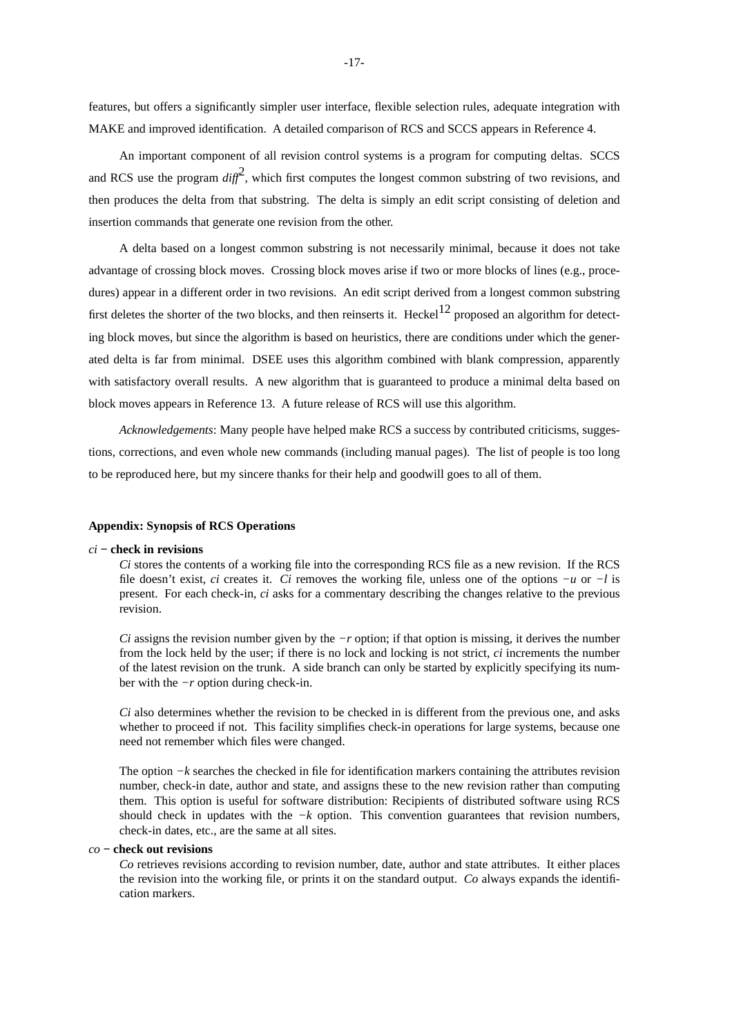features, but offers a significantly simpler user interface, flexible selection rules, adequate integration with MAKE and improved identification. A detailed comparison of RCS and SCCS appears in Reference 4.

An important component of all revision control systems is a program for computing deltas. SCCS and RCS use the program *diff*[2], which first computes the longest common substring of two revisions, and then produces the delta from that substring. The delta is simply an edit script consisting of deletion and insertion commands that generate one revision from the other.

A delta based on a longest common substring is not necessarily minimal, because it does not take advantage of crossing block moves. Crossing block moves arise if two or more blocks of lines (e.g., procedures) appear in a different order in two revisions. An edit script derived from a longest common substring first deletes the shorter of the two blocks, and then reinserts it. Heckel[12] proposed an algorithm for detecting block moves, but since the algorithm is based on heuristics, there are conditions under which the generated delta is far from minimal. DSEE uses this algorithm combined with blank compression, apparently with satisfactory overall results. A new algorithm that is guaranteed to produce a minimal delta based on block moves appears in Reference 13. A future release of RCS will use this algorithm.

*Acknowledgements*: Many people have helped make RCS a success by contributed criticisms, suggestions, corrections, and even whole new commands (including manual pages). The list of people is too long to be reproduced here, but my sincere thanks for their help and goodwill goes to all of them.

## Appendix: Synopsis of RCS Operations

*ci* − **check in revisions**

*Ci* stores the contents of a working file into the corresponding RCS file as a new revision. If the RCS file doesn't exist, *ci* creates it. *Ci* removes the working file, unless one of the options −*u* or −*l* is present. For each check-in, *ci* asks for a commentary describing the changes relative to the previous revision.

*Ci* assigns the revision number given by the −*r* option; if that option is missing, it derives the number from the lock held by the user; if there is no lock and locking is not strict, *ci* increments the number of the latest revision on the trunk. A side branch can only be started by explicitly specifying its number with the −*r* option during check-in.

*Ci* also determines whether the revision to be checked in is different from the previous one, and asks whether to proceed if not. This facility simplifies check-in operations for large systems, because one need not remember which files were changed.

The option −*k* searches the checked in file for identification markers containing the attributes revision number, check-in date, author and state, and assigns these to the new revision rather than computing them. This option is useful for software distribution: Recipients of distributed software using RCS should check in updates with the −*k* option. This convention guarantees that revision numbers, check-in dates, etc., are the same at all sites.

*co* − **check out revisions**

*Co* retrieves revisions according to revision number, date, author and state attributes. It either places the revision into the working file, or prints it on the standard output. *Co* always expands the identification markers.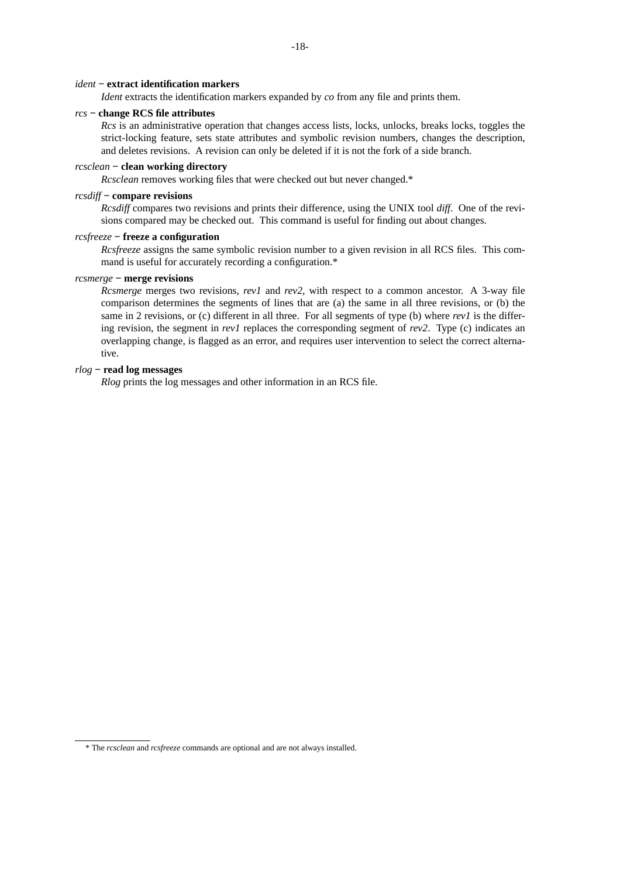*ident* − **extract identification markers**

*Ident* extracts the identification markers expanded by *co* from any file and prints them.

*rcs* − **change RCS file attributes**

*Rcs* is an administrative operation that changes access lists, locks, unlocks, breaks locks, toggles the strict-locking feature, sets state attributes and symbolic revision numbers, changes the description, and deletes revisions. A revision can only be deleted if it is not the fork of a side branch.

*rcsclean* − **clean working directory**

*Rcsclean* removes working files that were checked out but never changed.*

*rcsdiff* − **compare revisions**

*Rcsdiff* compares two revisions and prints their difference, using the UNIX tool *diff*. One of the revisions compared may be checked out. This command is useful for finding out about changes.

*rcsfreeze* − **freeze a configuration**

*Rcsfreeze* assigns the same symbolic revision number to a given revision in all RCS files. This command is useful for accurately recording a configuration.*

*rcsmerge* − **merge revisions**

*Rcsmerge* merges two revisions, *rev1* and *rev2*, with respect to a common ancestor. A 3-way file comparison determines the segments of lines that are (a) the same in all three revisions, or (b) the same in 2 revisions, or (c) different in all three. For all segments of type (b) where *rev1* is the differing revision, the segment in *rev1* replaces the corresponding segment of *rev2*. Type (c) indicates an overlapping change, is flagged as an error, and requires user intervention to select the correct alternative.

*rlog* − **read log messages**

*Rlog* prints the log messages and other information in an RCS file.

---

* The *rcsclean* and *rcsfreeze* commands are optional and are not always installed.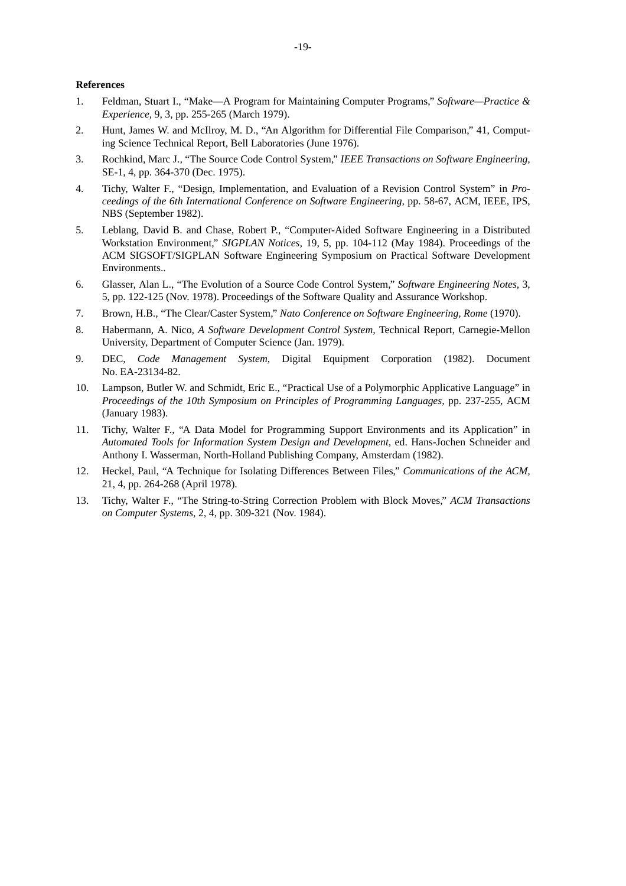**References**

1. Feldman, Stuart I., "Make—A Program for Maintaining Computer Programs," *Software—Practice & Experience,* 9, 3, pp. 255-265 (March 1979).
2. Hunt, James W. and McIlroy, M. D., "An Algorithm for Differential File Comparison," 41, Computing Science Technical Report, Bell Laboratories (June 1976).
3. Rochkind, Marc J., "The Source Code Control System," *IEEE Transactions on Software Engineering,* SE-1, 4, pp. 364-370 (Dec. 1975).
4. Tichy, Walter F., "Design, Implementation, and Evaluation of a Revision Control System" in *Proceedings of the 6th International Conference on Software Engineering,* pp. 58-67, ACM, IEEE, IPS, NBS (September 1982).
5. Leblang, David B. and Chase, Robert P., "Computer-Aided Software Engineering in a Distributed Workstation Environment," *SIGPLAN Notices,* 19, 5, pp. 104-112 (May 1984). Proceedings of the ACM SIGSOFT/SIGPLAN Software Engineering Symposium on Practical Software Development Environments..
6. Glasser, Alan L., "The Evolution of a Source Code Control System," *Software Engineering Notes,* 3, 5, pp. 122-125 (Nov. 1978). Proceedings of the Software Quality and Assurance Workshop.
7. Brown, H.B., "The Clear/Caster System," *Nato Conference on Software Engineering, Rome* (1970).
8. Habermann, A. Nico, *A Software Development Control System,* Technical Report, Carnegie-Mellon University, Department of Computer Science (Jan. 1979).
9. DEC, *Code Management System,* Digital Equipment Corporation (1982). Document No. EA-23134-82.
10. Lampson, Butler W. and Schmidt, Eric E., "Practical Use of a Polymorphic Applicative Language" in *Proceedings of the 10th Symposium on Principles of Programming Languages,* pp. 237-255, ACM (January 1983).
11. Tichy, Walter F., "A Data Model for Programming Support Environments and its Application" in *Automated Tools for Information System Design and Development,* ed. Hans-Jochen Schneider and Anthony I. Wasserman, North-Holland Publishing Company, Amsterdam (1982).
12. Heckel, Paul, "A Technique for Isolating Differences Between Files," *Communications of the ACM,* 21, 4, pp. 264-268 (April 1978).
13. Tichy, Walter F., "The String-to-String Correction Problem with Block Moves," *ACM Transactions on Computer Systems,* 2, 4, pp. 309-321 (Nov. 1984).